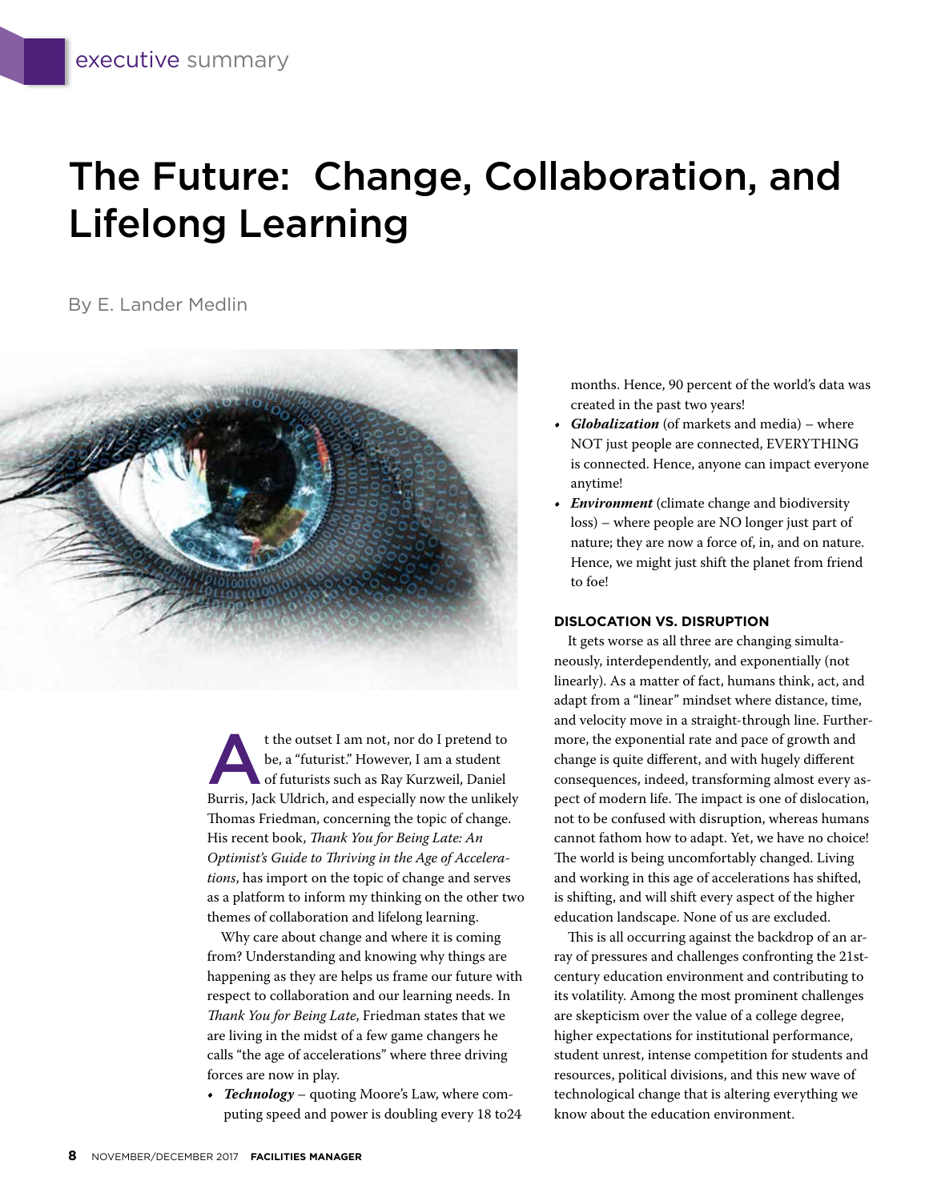executive summary

# The Future: Change, Collaboration, and Lifelong Learning

By E. Lander Medlin

At the outset I am not, nor do I pretend to be, a "futurist." However, I am a student of futurists such as Ray Kurzweil, Daniel Burris, Jack Uldrich, and especially now the unlikely Thomas Friedman, concerning the topic of change. His recent book, *Thank You for Being Late: An Optimist's Guide to Thriving in the Age of Accelerations*, has import on the topic of change and serves as a platform to inform my thinking on the other two themes of collaboration and lifelong learning.

Why care about change and where it is coming from? Understanding and knowing why things are happening as they are helps us frame our future with respect to collaboration and our learning needs. In *Thank You for Being Late*, Friedman states that we are living in the midst of a few game changers he calls "the age of accelerations" where three driving forces are now in play.

- ***Technology*** – quoting Moore's Law, where computing speed and power is doubling every 18 to24 months. Hence, 90 percent of the world's data was created in the past two years!
- ***Globalization*** (of markets and media) – where NOT just people are connected, EVERYTHING is connected. Hence, anyone can impact everyone anytime!
- ***Environment*** (climate change and biodiversity loss) – where people are NO longer just part of nature; they are now a force of, in, and on nature. Hence, we might just shift the planet from friend to foe!

**DISLOCATION VS. DISRUPTION**

It gets worse as all three are changing simultaneously, interdependently, and exponentially (not linearly). As a matter of fact, humans think, act, and adapt from a "linear" mindset where distance, time, and velocity move in a straight-through line. Furthermore, the exponential rate and pace of growth and change is quite different, and with hugely different consequences, indeed, transforming almost every aspect of modern life. The impact is one of dislocation, not to be confused with disruption, whereas humans cannot fathom how to adapt. Yet, we have no choice! The world is being uncomfortably changed. Living and working in this age of accelerations has shifted, is shifting, and will shift every aspect of the higher education landscape. None of us are excluded.

This is all occurring against the backdrop of an array of pressures and challenges confronting the 21st-century education environment and contributing to its volatility. Among the most prominent challenges are skepticism over the value of a college degree, higher expectations for institutional performance, student unrest, intense competition for students and resources, political divisions, and this new wave of technological change that is altering everything we know about the education environment.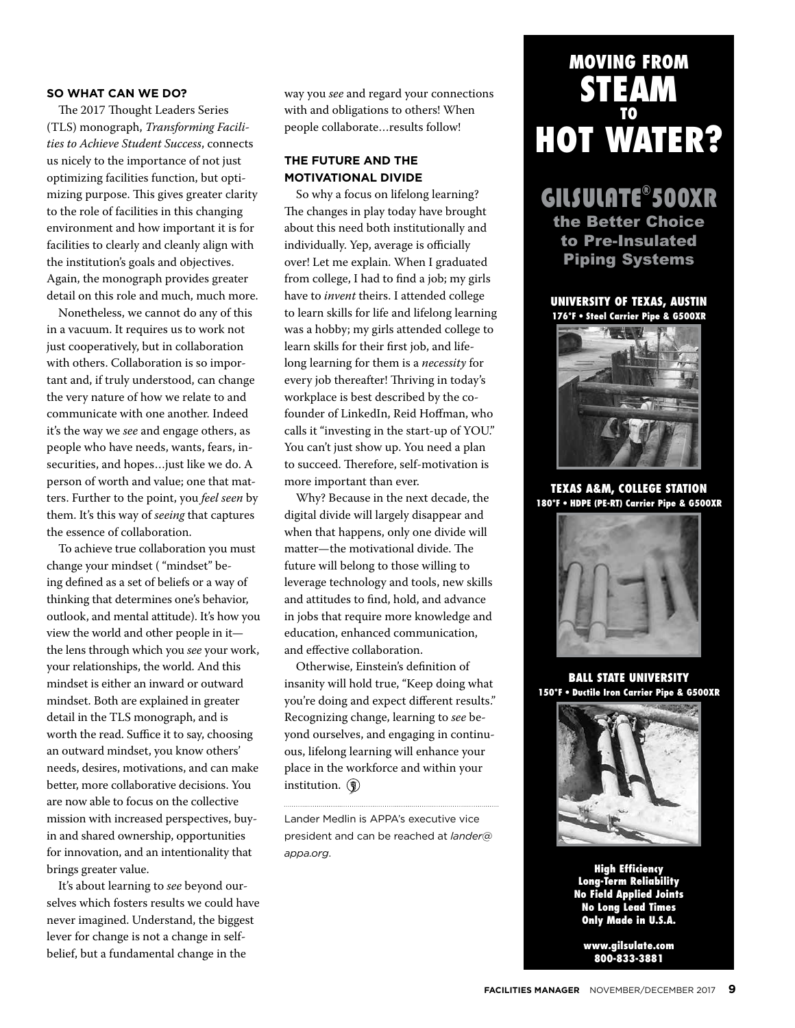## SO WHAT CAN WE DO?

The 2017 Thought Leaders Series (TLS) monograph, *Transforming Facilities to Achieve Student Success*, connects us nicely to the importance of not just optimizing facilities function, but optimizing purpose. This gives greater clarity to the role of facilities in this changing environment and how important it is for facilities to clearly and cleanly align with the institution's goals and objectives. Again, the monograph provides greater detail on this role and much, much more.

Nonetheless, we cannot do any of this in a vacuum. It requires us to work not just cooperatively, but in collaboration with others. Collaboration is so important and, if truly understood, can change the very nature of how we relate to and communicate with one another. Indeed it's the way we *see* and engage others, as people who have needs, wants, fears, insecurities, and hopes…just like we do. A person of worth and value; one that matters. Further to the point, you *feel seen* by them. It's this way of *seeing* that captures the essence of collaboration.

To achieve true collaboration you must change your mindset ( "mindset" being defined as a set of beliefs or a way of thinking that determines one's behavior, outlook, and mental attitude). It's how you view the world and other people in it—the lens through which you *see* your work, your relationships, the world. And this mindset is either an inward or outward mindset. Both are explained in greater detail in the TLS monograph, and is worth the read. Suffice it to say, choosing an outward mindset, you know others' needs, desires, motivations, and can make better, more collaborative decisions. You are now able to focus on the collective mission with increased perspectives, buy-in and shared ownership, opportunities for innovation, and an intentionality that brings greater value.

It's about learning to *see* beyond ourselves which fosters results we could have never imagined. Understand, the biggest lever for change is not a change in self-belief, but a fundamental change in the way you *see* and regard your connections with and obligations to others! When people collaborate…results follow!

## THE FUTURE AND THE MOTIVATIONAL DIVIDE

So why a focus on lifelong learning? The changes in play today have brought about this need both institutionally and individually. Yep, average is officially over! Let me explain. When I graduated from college, I had to find a job; my girls have to *invent* theirs. I attended college to learn skills for life and lifelong learning was a hobby; my girls attended college to learn skills for their first job, and lifelong learning for them is a *necessity* for every job thereafter! Thriving in today's workplace is best described by the co-founder of LinkedIn, Reid Hoffman, who calls it "investing in the start-up of YOU." You can't just show up. You need a plan to succeed. Therefore, self-motivation is more important than ever.

Why? Because in the next decade, the digital divide will largely disappear and when that happens, only one divide will matter—the motivational divide. The future will belong to those willing to leverage technology and tools, new skills and attitudes to find, hold, and advance in jobs that require more knowledge and education, enhanced communication, and effective collaboration.

Otherwise, Einstein's definition of insanity will hold true, "Keep doing what you're doing and expect different results." Recognizing change, learning to *see* beyond ourselves, and engaging in continuous, lifelong learning will enhance your place in the workforce and within your institution.

Lander Medlin is APPA's executive vice president and can be reached at *lander@appa.org*.

---

**MOVING FROM STEAM TO HOT WATER?**

**GILSULATE® 500XR**
**the Better Choice to Pre-Insulated Piping Systems**

**UNIVERSITY OF TEXAS, AUSTIN**
176°F • Steel Carrier Pipe & G500XR

**TEXAS A&M, COLLEGE STATION**
180°F • HDPE (PE-RT) Carrier Pipe & G500XR

**BALL STATE UNIVERSITY**
150°F • Ductile Iron Carrier Pipe & G500XR

**High Efficiency**
**Long-Term Reliability**
**No Field Applied Joints**
**No Long Lead Times**
**Only Made in U.S.A.**

**www.gilsulate.com**
**800-833-3881**